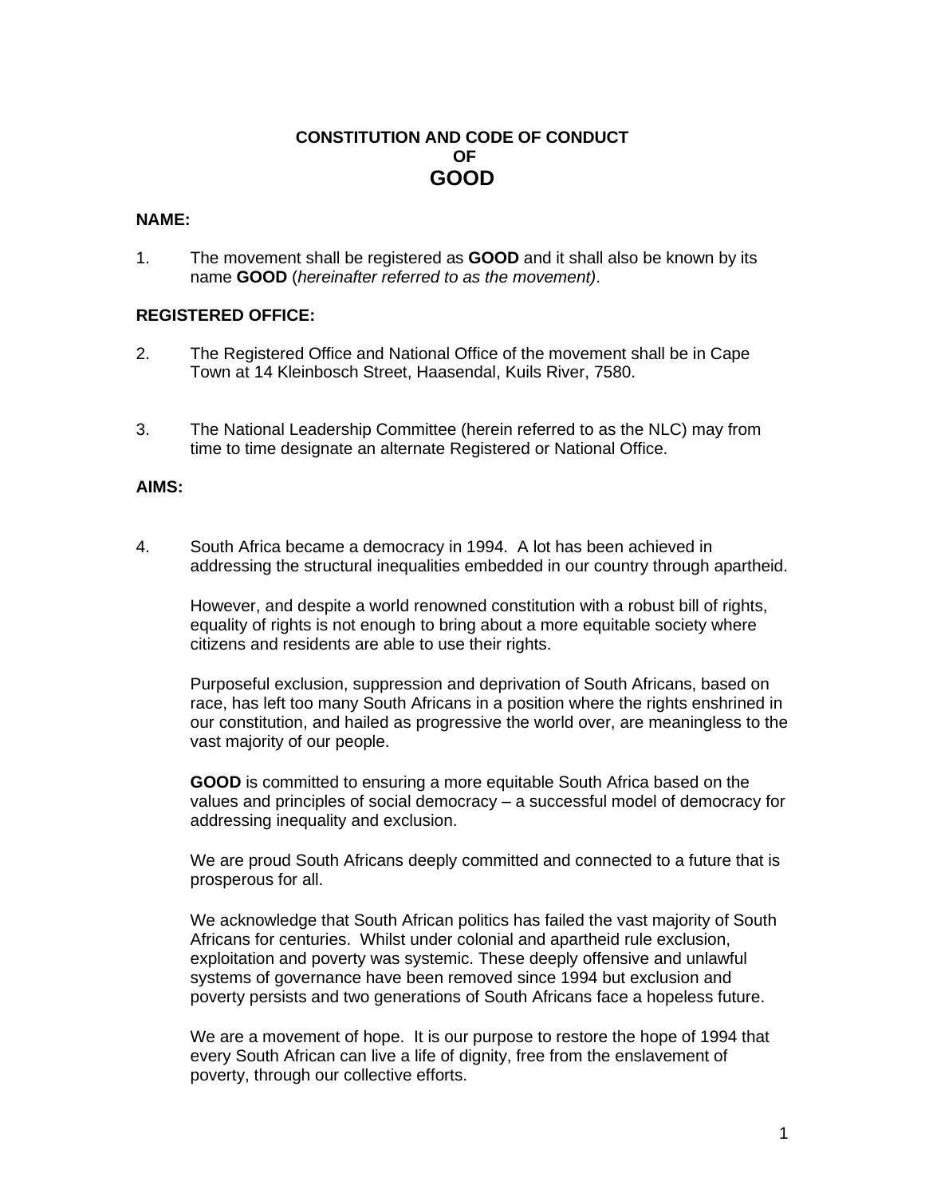# CONSTITUTION AND CODE OF CONDUCT
# OF
# GOOD

## NAME:

1. The movement shall be registered as **GOOD** and it shall also be known by its name **GOOD** (*hereinafter referred to as the movement)*.

## REGISTERED OFFICE:

2. The Registered Office and National Office of the movement shall be in Cape Town at 14 Kleinbosch Street, Haasendal, Kuils River, 7580.

3. The National Leadership Committee (herein referred to as the NLC) may from time to time designate an alternate Registered or National Office.

## AIMS:

4. South Africa became a democracy in 1994. A lot has been achieved in addressing the structural inequalities embedded in our country through apartheid.

   However, and despite a world renowned constitution with a robust bill of rights, equality of rights is not enough to bring about a more equitable society where citizens and residents are able to use their rights.

   Purposeful exclusion, suppression and deprivation of South Africans, based on race, has left too many South Africans in a position where the rights enshrined in our constitution, and hailed as progressive the world over, are meaningless to the vast majority of our people.

   **GOOD** is committed to ensuring a more equitable South Africa based on the values and principles of social democracy – a successful model of democracy for addressing inequality and exclusion.

   We are proud South Africans deeply committed and connected to a future that is prosperous for all.

   We acknowledge that South African politics has failed the vast majority of South Africans for centuries. Whilst under colonial and apartheid rule exclusion, exploitation and poverty was systemic. These deeply offensive and unlawful systems of governance have been removed since 1994 but exclusion and poverty persists and two generations of South Africans face a hopeless future.

   We are a movement of hope. It is our purpose to restore the hope of 1994 that every South African can live a life of dignity, free from the enslavement of poverty, through our collective efforts.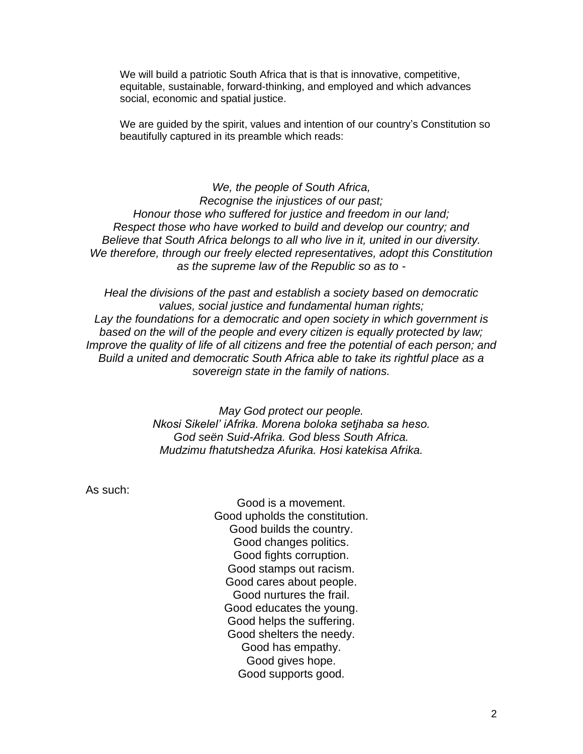We will build a patriotic South Africa that is that is innovative, competitive, equitable, sustainable, forward-thinking, and employed and which advances social, economic and spatial justice.

We are guided by the spirit, values and intention of our country's Constitution so beautifully captured in its preamble which reads:

*We, the people of South Africa,*
*Recognise the injustices of our past;*
*Honour those who suffered for justice and freedom in our land;*
*Respect those who have worked to build and develop our country; and*
*Believe that South Africa belongs to all who live in it, united in our diversity.*
*We therefore, through our freely elected representatives, adopt this Constitution as the supreme law of the Republic so as to -*

*Heal the divisions of the past and establish a society based on democratic values, social justice and fundamental human rights;*
*Lay the foundations for a democratic and open society in which government is based on the will of the people and every citizen is equally protected by law;*
*Improve the quality of life of all citizens and free the potential of each person; and*
*Build a united and democratic South Africa able to take its rightful place as a sovereign state in the family of nations.*

*May God protect our people.*
*Nkosi Sikelel' iAfrika. Morena boloka setjhaba sa heso.*
*God seën Suid-Afrika. God bless South Africa.*
*Mudzimu fhatutshedza Afurika. Hosi katekisa Afrika.*

As such:

Good is a movement.
Good upholds the constitution.
Good builds the country.
Good changes politics.
Good fights corruption.
Good stamps out racism.
Good cares about people.
Good nurtures the frail.
Good educates the young.
Good helps the suffering.
Good shelters the needy.
Good has empathy.
Good gives hope.
Good supports good.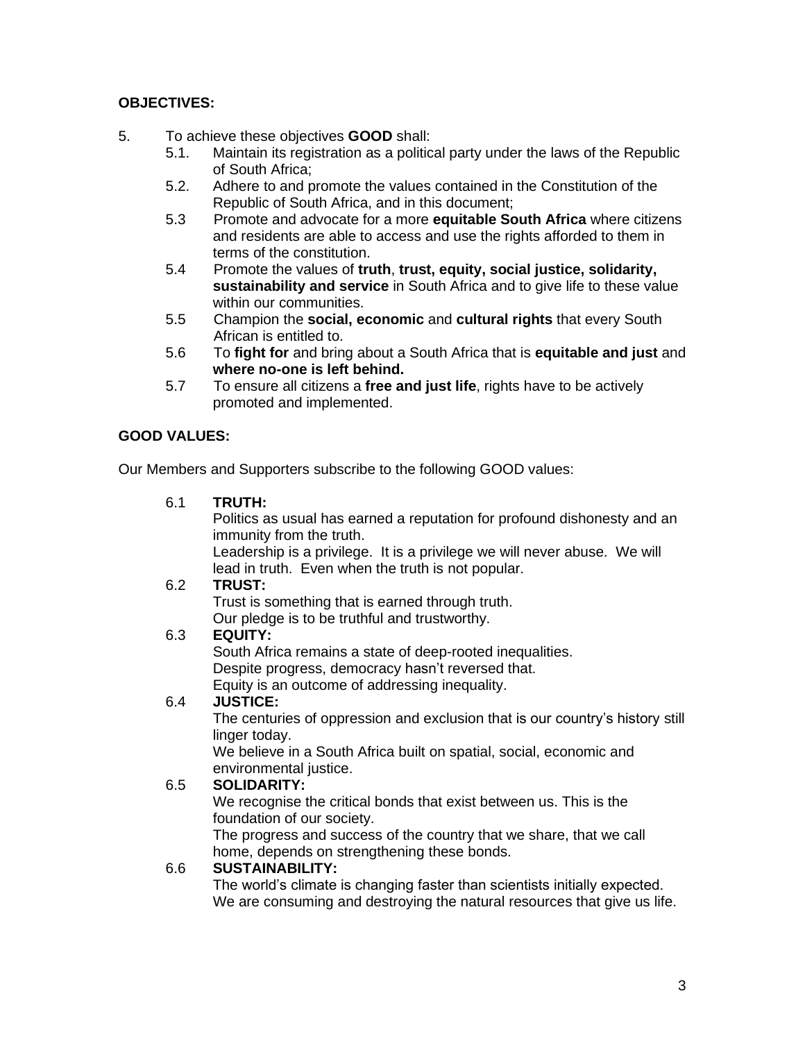**OBJECTIVES:**

5. To achieve these objectives **GOOD** shall:
   - 5.1. Maintain its registration as a political party under the laws of the Republic of South Africa;
   - 5.2. Adhere to and promote the values contained in the Constitution of the Republic of South Africa, and in this document;
   - 5.3 Promote and advocate for a more **equitable South Africa** where citizens and residents are able to access and use the rights afforded to them in terms of the constitution.
   - 5.4 Promote the values of **truth**, **trust, equity, social justice, solidarity, sustainability and service** in South Africa and to give life to these value within our communities.
   - 5.5 Champion the **social, economic** and **cultural rights** that every South African is entitled to.
   - 5.6 To **fight for** and bring about a South Africa that is **equitable and just** and **where no-one is left behind.**
   - 5.7 To ensure all citizens a **free and just life**, rights have to be actively promoted and implemented.

**GOOD VALUES:**

Our Members and Supporters subscribe to the following GOOD values:

6.1 **TRUTH:**
Politics as usual has earned a reputation for profound dishonesty and an immunity from the truth.
Leadership is a privilege. It is a privilege we will never abuse. We will lead in truth. Even when the truth is not popular.

6.2 **TRUST:**
Trust is something that is earned through truth.
Our pledge is to be truthful and trustworthy.

6.3 **EQUITY:**
South Africa remains a state of deep-rooted inequalities.
Despite progress, democracy hasn't reversed that.
Equity is an outcome of addressing inequality.

6.4 **JUSTICE:**
The centuries of oppression and exclusion that is our country's history still linger today.
We believe in a South Africa built on spatial, social, economic and environmental justice.

6.5 **SOLIDARITY:**
We recognise the critical bonds that exist between us. This is the foundation of our society.
The progress and success of the country that we share, that we call home, depends on strengthening these bonds.

6.6 **SUSTAINABILITY:**
The world's climate is changing faster than scientists initially expected.
We are consuming and destroying the natural resources that give us life.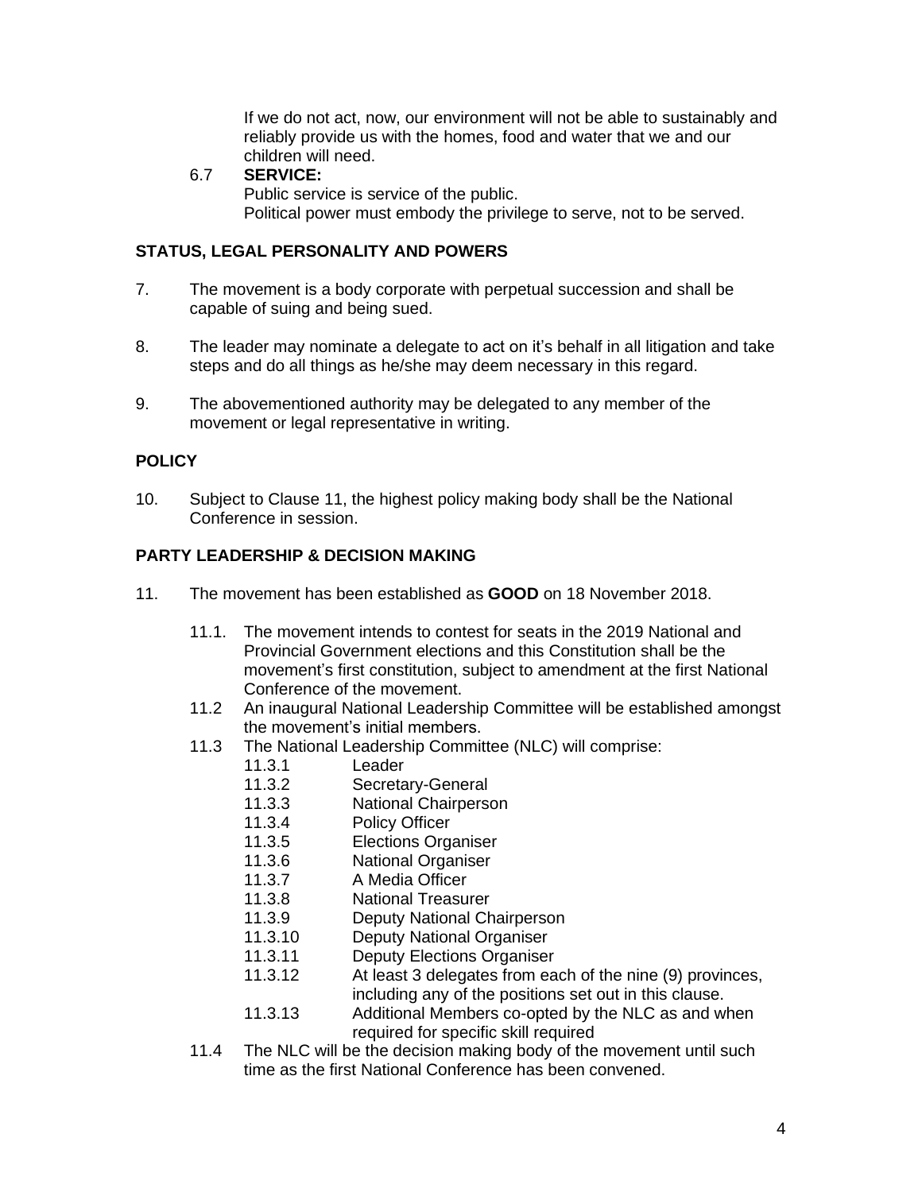If we do not act, now, our environment will not be able to sustainably and reliably provide us with the homes, food and water that we and our children will need.

6.7 **SERVICE:**
Public service is service of the public.
Political power must embody the privilege to serve, not to be served.

**STATUS, LEGAL PERSONALITY AND POWERS**

7. The movement is a body corporate with perpetual succession and shall be capable of suing and being sued.

8. The leader may nominate a delegate to act on it's behalf in all litigation and take steps and do all things as he/she may deem necessary in this regard.

9. The abovementioned authority may be delegated to any member of the movement or legal representative in writing.

**POLICY**

10. Subject to Clause 11, the highest policy making body shall be the National Conference in session.

**PARTY LEADERSHIP & DECISION MAKING**

11. The movement has been established as **GOOD** on 18 November 2018.

11.1. The movement intends to contest for seats in the 2019 National and Provincial Government elections and this Constitution shall be the movement's first constitution, subject to amendment at the first National Conference of the movement.

11.2 An inaugural National Leadership Committee will be established amongst the movement's initial members.

11.3 The National Leadership Committee (NLC) will comprise:

11.3.1 Leader
11.3.2 Secretary-General
11.3.3 National Chairperson
11.3.4 Policy Officer
11.3.5 Elections Organiser
11.3.6 National Organiser
11.3.7 A Media Officer
11.3.8 National Treasurer
11.3.9 Deputy National Chairperson
11.3.10 Deputy National Organiser
11.3.11 Deputy Elections Organiser
11.3.12 At least 3 delegates from each of the nine (9) provinces, including any of the positions set out in this clause.
11.3.13 Additional Members co-opted by the NLC as and when required for specific skill required

11.4 The NLC will be the decision making body of the movement until such time as the first National Conference has been convened.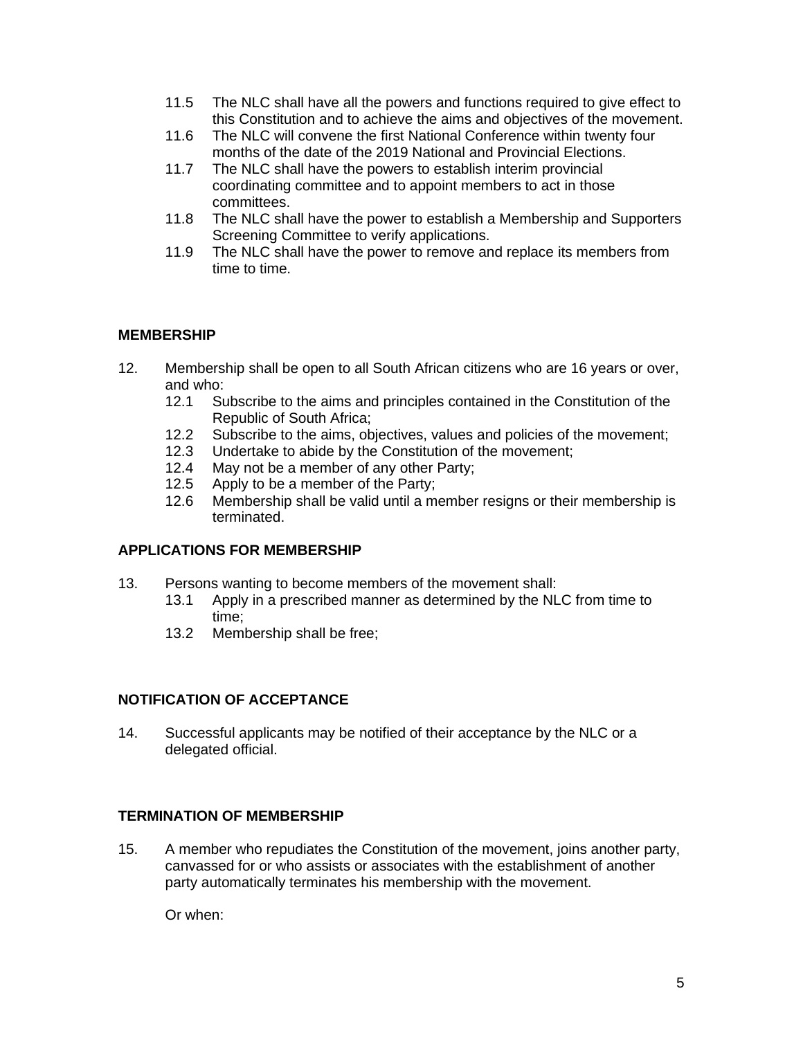11.5 The NLC shall have all the powers and functions required to give effect to this Constitution and to achieve the aims and objectives of the movement.

11.6 The NLC will convene the first National Conference within twenty four months of the date of the 2019 National and Provincial Elections.

11.7 The NLC shall have the powers to establish interim provincial coordinating committee and to appoint members to act in those committees.

11.8 The NLC shall have the power to establish a Membership and Supporters Screening Committee to verify applications.

11.9 The NLC shall have the power to remove and replace its members from time to time.

**MEMBERSHIP**

12. Membership shall be open to all South African citizens who are 16 years or over, and who:

 12.1 Subscribe to the aims and principles contained in the Constitution of the Republic of South Africa;

 12.2 Subscribe to the aims, objectives, values and policies of the movement;

 12.3 Undertake to abide by the Constitution of the movement;

 12.4 May not be a member of any other Party;

 12.5 Apply to be a member of the Party;

 12.6 Membership shall be valid until a member resigns or their membership is terminated.

**APPLICATIONS FOR MEMBERSHIP**

13. Persons wanting to become members of the movement shall:

 13.1 Apply in a prescribed manner as determined by the NLC from time to time;

 13.2 Membership shall be free;

**NOTIFICATION OF ACCEPTANCE**

14. Successful applicants may be notified of their acceptance by the NLC or a delegated official.

**TERMINATION OF MEMBERSHIP**

15. A member who repudiates the Constitution of the movement, joins another party, canvassed for or who assists or associates with the establishment of another party automatically terminates his membership with the movement.

 Or when: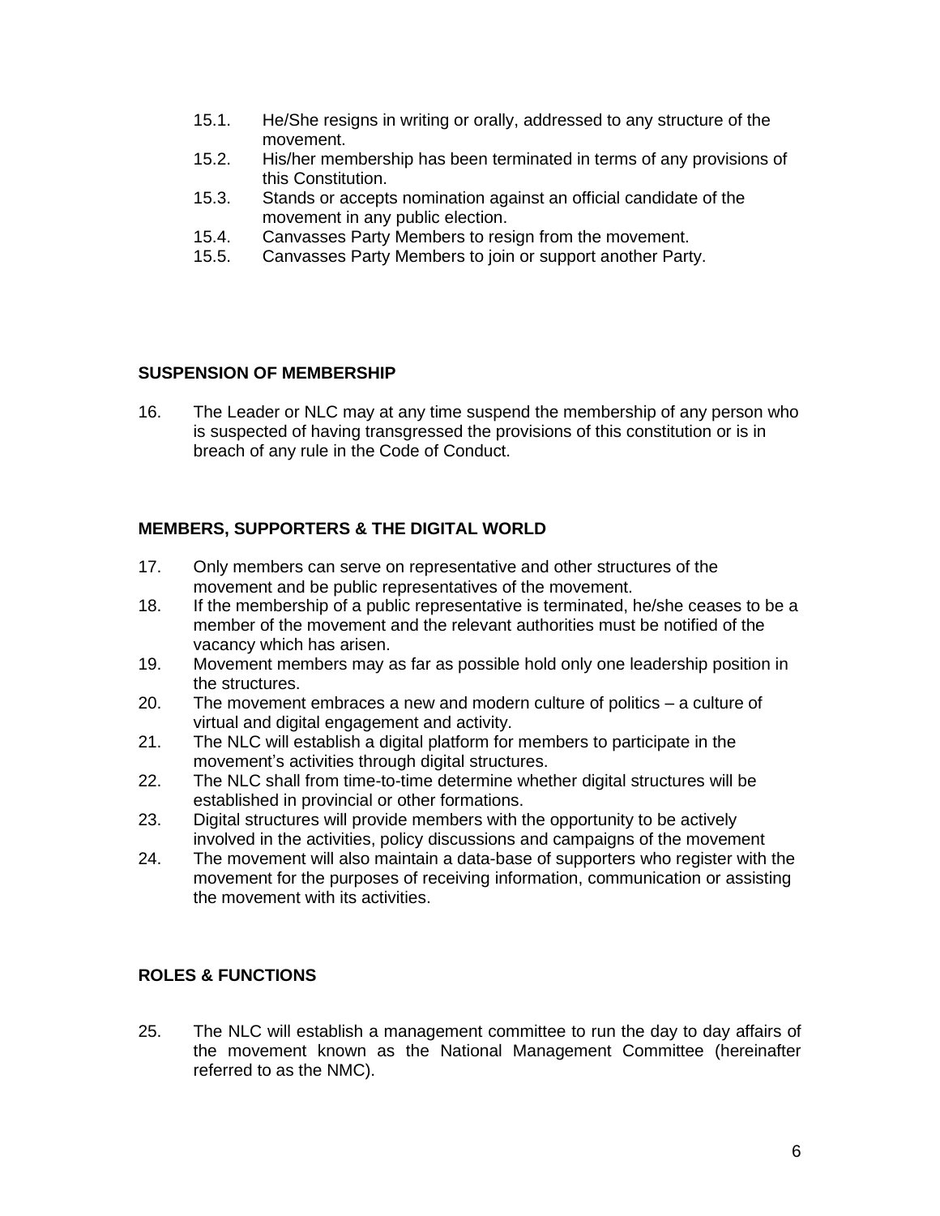15.1. He/She resigns in writing or orally, addressed to any structure of the movement.
15.2. His/her membership has been terminated in terms of any provisions of this Constitution.
15.3. Stands or accepts nomination against an official candidate of the movement in any public election.
15.4. Canvasses Party Members to resign from the movement.
15.5. Canvasses Party Members to join or support another Party.

**SUSPENSION OF MEMBERSHIP**

16. The Leader or NLC may at any time suspend the membership of any person who is suspected of having transgressed the provisions of this constitution or is in breach of any rule in the Code of Conduct.

**MEMBERS, SUPPORTERS & THE DIGITAL WORLD**

17. Only members can serve on representative and other structures of the movement and be public representatives of the movement.
18. If the membership of a public representative is terminated, he/she ceases to be a member of the movement and the relevant authorities must be notified of the vacancy which has arisen.
19. Movement members may as far as possible hold only one leadership position in the structures.
20. The movement embraces a new and modern culture of politics – a culture of virtual and digital engagement and activity.
21. The NLC will establish a digital platform for members to participate in the movement's activities through digital structures.
22. The NLC shall from time-to-time determine whether digital structures will be established in provincial or other formations.
23. Digital structures will provide members with the opportunity to be actively involved in the activities, policy discussions and campaigns of the movement
24. The movement will also maintain a data-base of supporters who register with the movement for the purposes of receiving information, communication or assisting the movement with its activities.

**ROLES & FUNCTIONS**

25. The NLC will establish a management committee to run the day to day affairs of the movement known as the National Management Committee (hereinafter referred to as the NMC).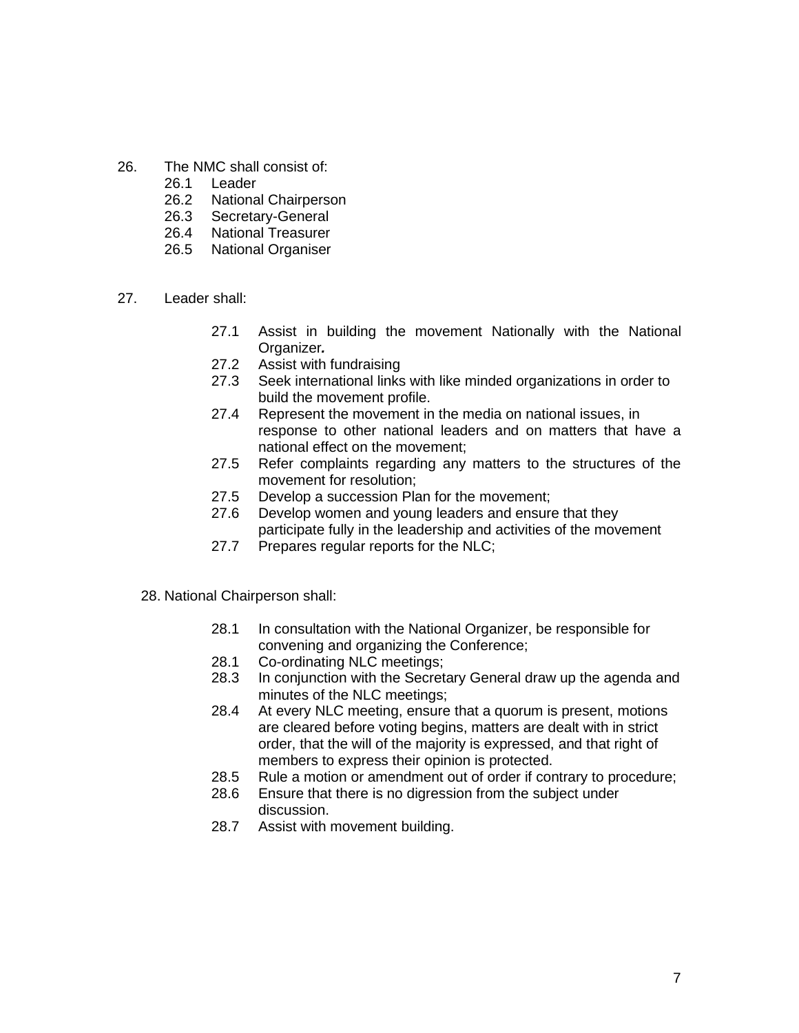26. The NMC shall consist of:
    - 26.1 Leader
    - 26.2 National Chairperson
    - 26.3 Secretary-General
    - 26.4 National Treasurer
    - 26.5 National Organiser

27. Leader shall:
    - 27.1 Assist in building the movement Nationally with the National Organizer***.***
    - 27.2 Assist with fundraising
    - 27.3 Seek international links with like minded organizations in order to build the movement profile.
    - 27.4 Represent the movement in the media on national issues, in response to other national leaders and on matters that have a national effect on the movement;
    - 27.5 Refer complaints regarding any matters to the structures of the movement for resolution;
    - 27.5 Develop a succession Plan for the movement;
    - 27.6 Develop women and young leaders and ensure that they participate fully in the leadership and activities of the movement
    - 27.7 Prepares regular reports for the NLC;

28. National Chairperson shall:
    - 28.1 In consultation with the National Organizer, be responsible for convening and organizing the Conference;
    - 28.1 Co-ordinating NLC meetings;
    - 28.3 In conjunction with the Secretary General draw up the agenda and minutes of the NLC meetings;
    - 28.4 At every NLC meeting, ensure that a quorum is present, motions are cleared before voting begins, matters are dealt with in strict order, that the will of the majority is expressed, and that right of members to express their opinion is protected.
    - 28.5 Rule a motion or amendment out of order if contrary to procedure;
    - 28.6 Ensure that there is no digression from the subject under discussion.
    - 28.7 Assist with movement building.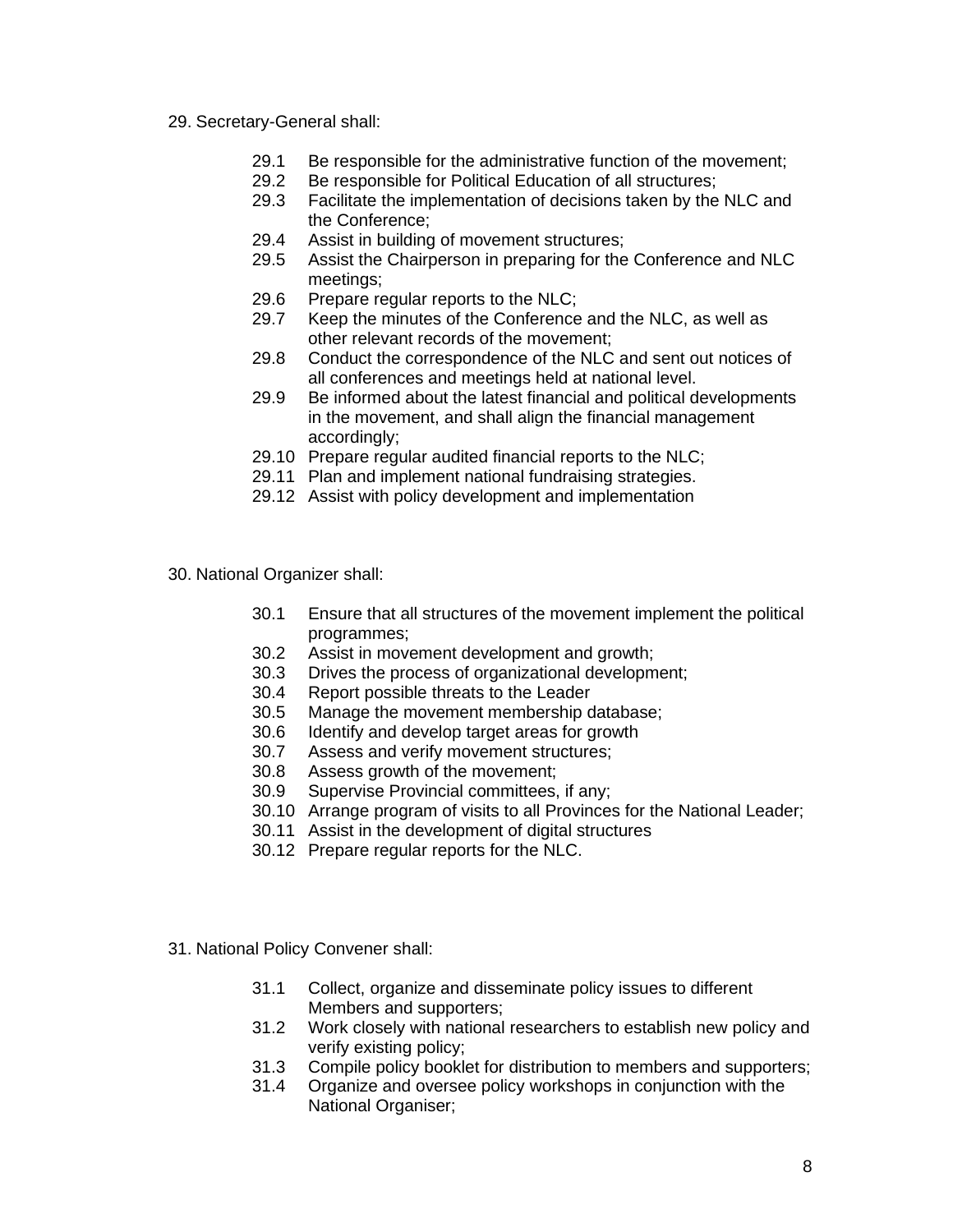29. Secretary-General shall:

- 29.1 Be responsible for the administrative function of the movement;
- 29.2 Be responsible for Political Education of all structures;
- 29.3 Facilitate the implementation of decisions taken by the NLC and the Conference;
- 29.4 Assist in building of movement structures;
- 29.5 Assist the Chairperson in preparing for the Conference and NLC meetings;
- 29.6 Prepare regular reports to the NLC;
- 29.7 Keep the minutes of the Conference and the NLC, as well as other relevant records of the movement;
- 29.8 Conduct the correspondence of the NLC and sent out notices of all conferences and meetings held at national level.
- 29.9 Be informed about the latest financial and political developments in the movement, and shall align the financial management accordingly;
- 29.10 Prepare regular audited financial reports to the NLC;
- 29.11 Plan and implement national fundraising strategies.
- 29.12 Assist with policy development and implementation

30. National Organizer shall:

- 30.1 Ensure that all structures of the movement implement the political programmes;
- 30.2 Assist in movement development and growth;
- 30.3 Drives the process of organizational development;
- 30.4 Report possible threats to the Leader
- 30.5 Manage the movement membership database;
- 30.6 Identify and develop target areas for growth
- 30.7 Assess and verify movement structures;
- 30.8 Assess growth of the movement;
- 30.9 Supervise Provincial committees, if any;
- 30.10 Arrange program of visits to all Provinces for the National Leader;
- 30.11 Assist in the development of digital structures
- 30.12 Prepare regular reports for the NLC.

31. National Policy Convener shall:

- 31.1 Collect, organize and disseminate policy issues to different Members and supporters;
- 31.2 Work closely with national researchers to establish new policy and verify existing policy;
- 31.3 Compile policy booklet for distribution to members and supporters;
- 31.4 Organize and oversee policy workshops in conjunction with the National Organiser;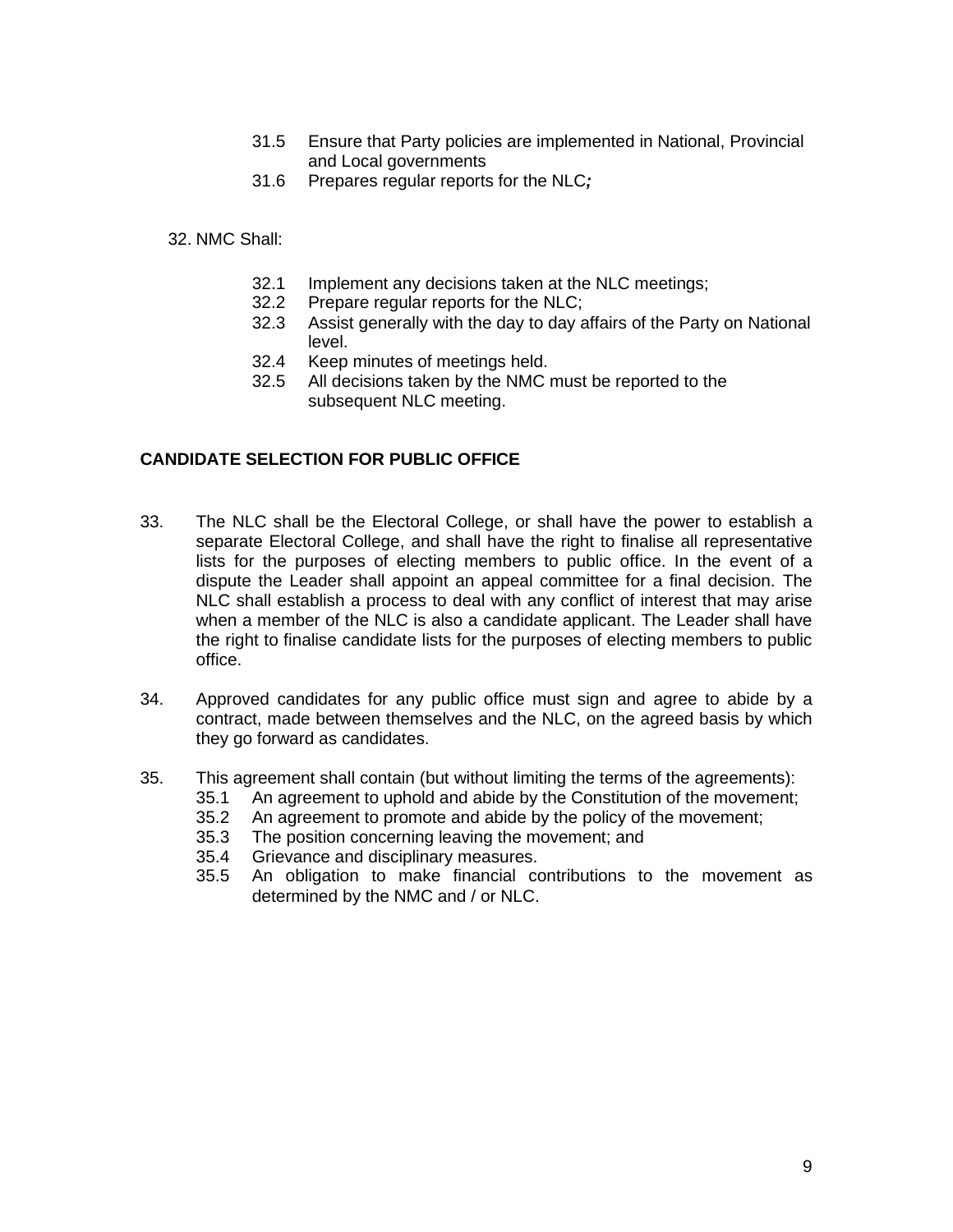31.5 Ensure that Party policies are implemented in National, Provincial and Local governments

31.6 Prepares regular reports for the NLC;

32. NMC Shall:

32.1 Implement any decisions taken at the NLC meetings;

32.2 Prepare regular reports for the NLC;

32.3 Assist generally with the day to day affairs of the Party on National level.

32.4 Keep minutes of meetings held.

32.5 All decisions taken by the NMC must be reported to the subsequent NLC meeting.

**CANDIDATE SELECTION FOR PUBLIC OFFICE**

33. The NLC shall be the Electoral College, or shall have the power to establish a separate Electoral College, and shall have the right to finalise all representative lists for the purposes of electing members to public office. In the event of a dispute the Leader shall appoint an appeal committee for a final decision. The NLC shall establish a process to deal with any conflict of interest that may arise when a member of the NLC is also a candidate applicant. The Leader shall have the right to finalise candidate lists for the purposes of electing members to public office.

34. Approved candidates for any public office must sign and agree to abide by a contract, made between themselves and the NLC, on the agreed basis by which they go forward as candidates.

35. This agreement shall contain (but without limiting the terms of the agreements):

35.1 An agreement to uphold and abide by the Constitution of the movement;

35.2 An agreement to promote and abide by the policy of the movement;

35.3 The position concerning leaving the movement; and

35.4 Grievance and disciplinary measures.

35.5 An obligation to make financial contributions to the movement as determined by the NMC and / or NLC.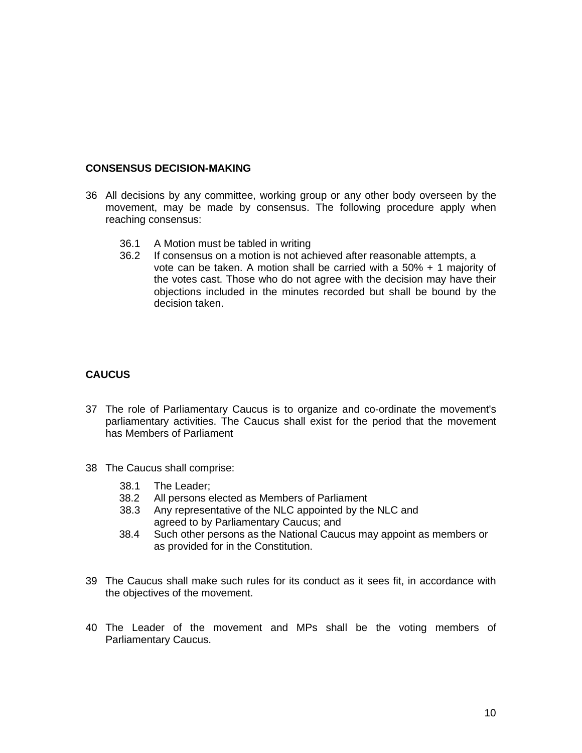## CONSENSUS DECISION-MAKING

36 All decisions by any committee, working group or any other body overseen by the movement, may be made by consensus. The following procedure apply when reaching consensus:

   36.1 A Motion must be tabled in writing
   36.2 If consensus on a motion is not achieved after reasonable attempts, a vote can be taken. A motion shall be carried with a 50% + 1 majority of the votes cast. Those who do not agree with the decision may have their objections included in the minutes recorded but shall be bound by the decision taken.

## CAUCUS

37 The role of Parliamentary Caucus is to organize and co-ordinate the movement's parliamentary activities. The Caucus shall exist for the period that the movement has Members of Parliament

38 The Caucus shall comprise:

   38.1 The Leader;
   38.2 All persons elected as Members of Parliament
   38.3 Any representative of the NLC appointed by the NLC and agreed to by Parliamentary Caucus; and
   38.4 Such other persons as the National Caucus may appoint as members or as provided for in the Constitution.

39 The Caucus shall make such rules for its conduct as it sees fit, in accordance with the objectives of the movement.

40 The Leader of the movement and MPs shall be the voting members of Parliamentary Caucus.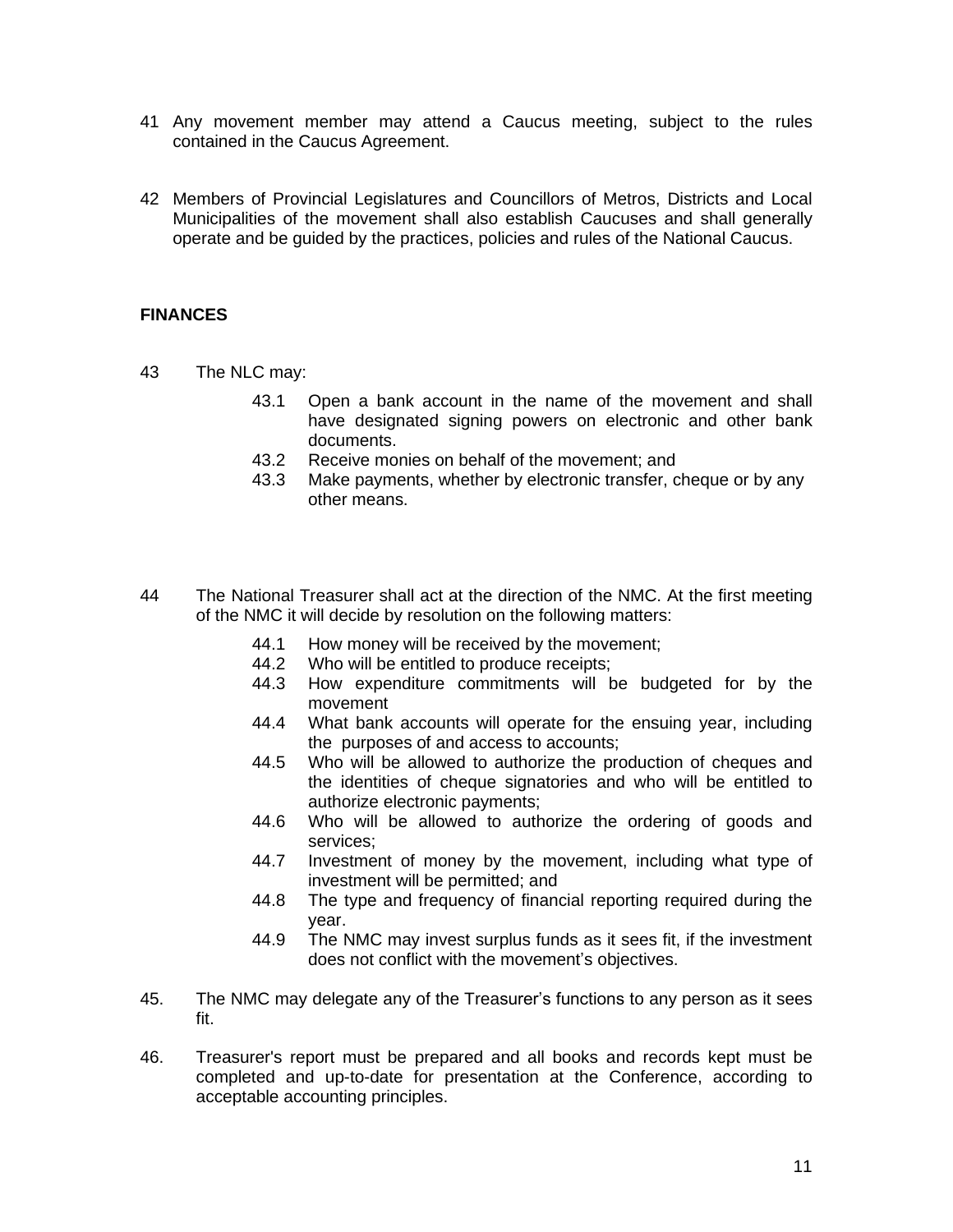41 Any movement member may attend a Caucus meeting, subject to the rules contained in the Caucus Agreement.

42 Members of Provincial Legislatures and Councillors of Metros, Districts and Local Municipalities of the movement shall also establish Caucuses and shall generally operate and be guided by the practices, policies and rules of the National Caucus.

## FINANCES

43 The NLC may:

- 43.1 Open a bank account in the name of the movement and shall have designated signing powers on electronic and other bank documents.
- 43.2 Receive monies on behalf of the movement; and
- 43.3 Make payments, whether by electronic transfer, cheque or by any other means.

44 The National Treasurer shall act at the direction of the NMC. At the first meeting of the NMC it will decide by resolution on the following matters:

- 44.1 How money will be received by the movement;
- 44.2 Who will be entitled to produce receipts;
- 44.3 How expenditure commitments will be budgeted for by the movement
- 44.4 What bank accounts will operate for the ensuing year, including the purposes of and access to accounts;
- 44.5 Who will be allowed to authorize the production of cheques and the identities of cheque signatories and who will be entitled to authorize electronic payments;
- 44.6 Who will be allowed to authorize the ordering of goods and services;
- 44.7 Investment of money by the movement, including what type of investment will be permitted; and
- 44.8 The type and frequency of financial reporting required during the year.
- 44.9 The NMC may invest surplus funds as it sees fit, if the investment does not conflict with the movement's objectives.

45. The NMC may delegate any of the Treasurer's functions to any person as it sees fit.

46. Treasurer's report must be prepared and all books and records kept must be completed and up-to-date for presentation at the Conference, according to acceptable accounting principles.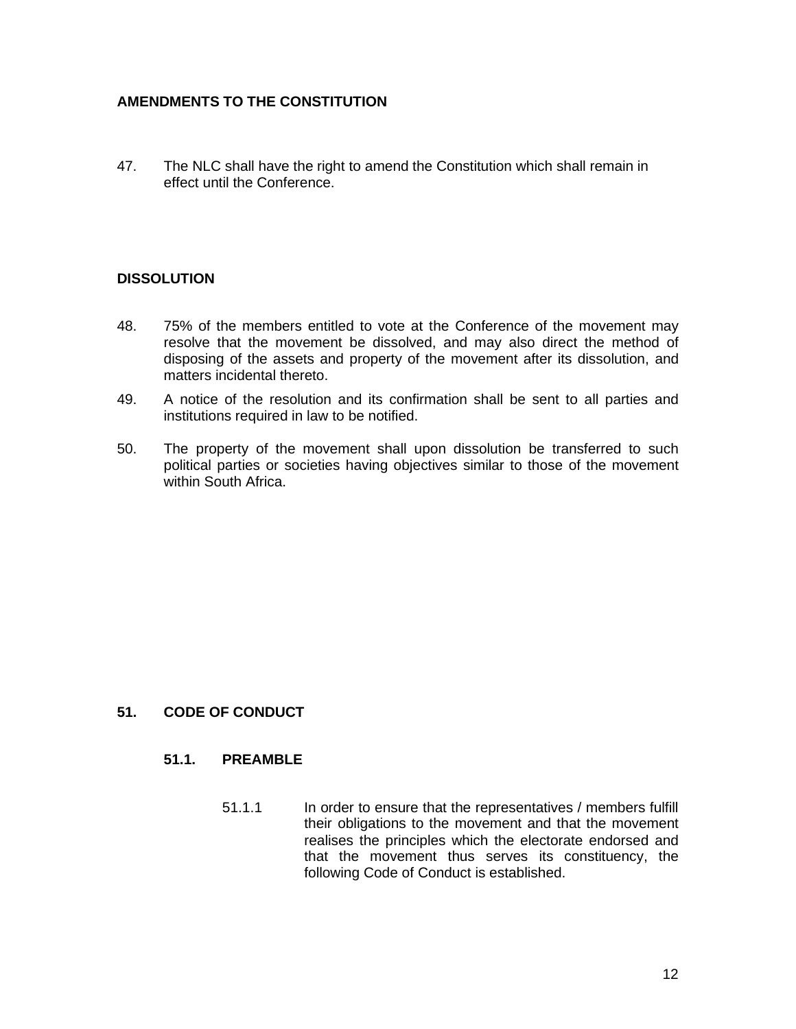## AMENDMENTS TO THE CONSTITUTION

47. The NLC shall have the right to amend the Constitution which shall remain in effect until the Conference.

## DISSOLUTION

48. 75% of the members entitled to vote at the Conference of the movement may resolve that the movement be dissolved, and may also direct the method of disposing of the assets and property of the movement after its dissolution, and matters incidental thereto.

49. A notice of the resolution and its confirmation shall be sent to all parties and institutions required in law to be notified.

50. The property of the movement shall upon dissolution be transferred to such political parties or societies having objectives similar to those of the movement within South Africa.

## 51. CODE OF CONDUCT

### 51.1. PREAMBLE

51.1.1 In order to ensure that the representatives / members fulfill their obligations to the movement and that the movement realises the principles which the electorate endorsed and that the movement thus serves its constituency, the following Code of Conduct is established.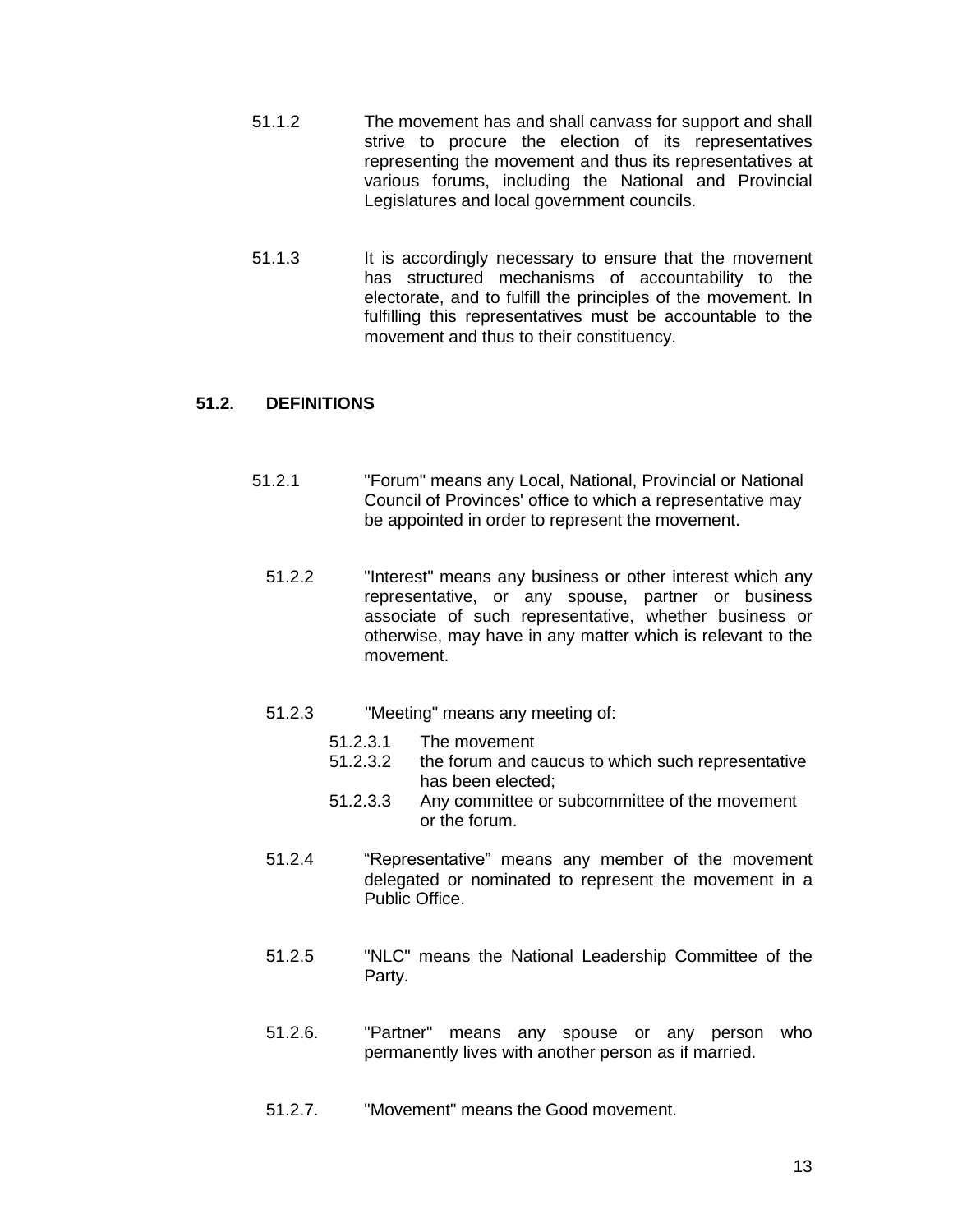51.1.2 The movement has and shall canvass for support and shall strive to procure the election of its representatives representing the movement and thus its representatives at various forums, including the National and Provincial Legislatures and local government councils.

51.1.3 It is accordingly necessary to ensure that the movement has structured mechanisms of accountability to the electorate, and to fulfill the principles of the movement. In fulfilling this representatives must be accountable to the movement and thus to their constituency.

## 51.2. DEFINITIONS

51.2.1 "Forum" means any Local, National, Provincial or National Council of Provinces' office to which a representative may be appointed in order to represent the movement.

51.2.2 "Interest" means any business or other interest which any representative, or any spouse, partner or business associate of such representative, whether business or otherwise, may have in any matter which is relevant to the movement.

51.2.3 "Meeting" means any meeting of:

- 51.2.3.1 The movement
- 51.2.3.2 the forum and caucus to which such representative has been elected;
- 51.2.3.3 Any committee or subcommittee of the movement or the forum.

51.2.4 "Representative" means any member of the movement delegated or nominated to represent the movement in a Public Office.

51.2.5 "NLC" means the National Leadership Committee of the Party.

51.2.6. "Partner" means any spouse or any person who permanently lives with another person as if married.

51.2.7. "Movement" means the Good movement.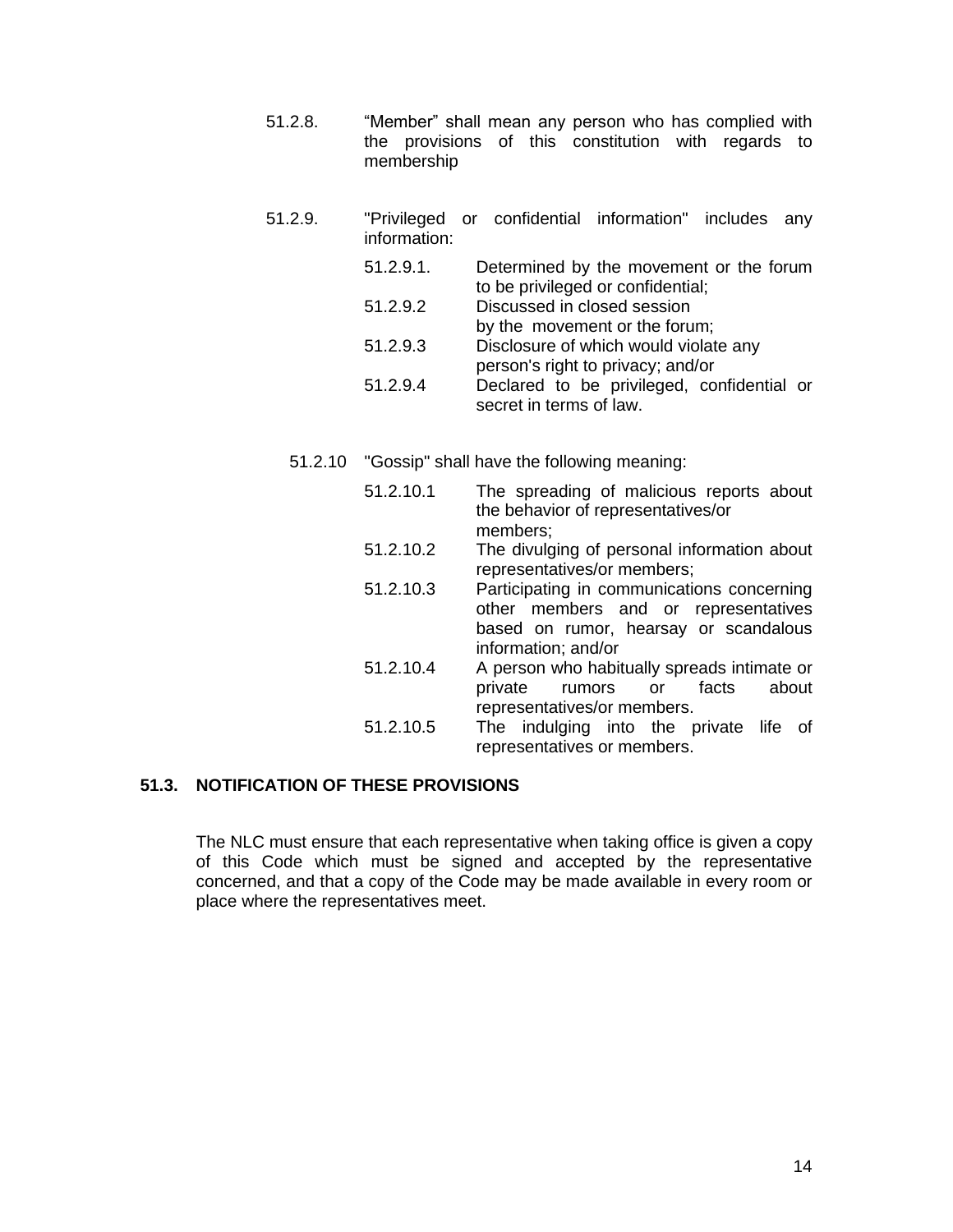51.2.8. "Member" shall mean any person who has complied with the provisions of this constitution with regards to membership

51.2.9. "Privileged or confidential information" includes any information:

- 51.2.9.1. Determined by the movement or the forum to be privileged or confidential;
- 51.2.9.2 Discussed in closed session by the movement or the forum;
- 51.2.9.3 Disclosure of which would violate any person's right to privacy; and/or
- 51.2.9.4 Declared to be privileged, confidential or secret in terms of law.

51.2.10 "Gossip" shall have the following meaning:

- 51.2.10.1 The spreading of malicious reports about the behavior of representatives/or members;
- 51.2.10.2 The divulging of personal information about representatives/or members;
- 51.2.10.3 Participating in communications concerning other members and or representatives based on rumor, hearsay or scandalous information; and/or
- 51.2.10.4 A person who habitually spreads intimate or private rumors or facts about representatives/or members.
- 51.2.10.5 The indulging into the private life of representatives or members.

**51.3. NOTIFICATION OF THESE PROVISIONS**

The NLC must ensure that each representative when taking office is given a copy of this Code which must be signed and accepted by the representative concerned, and that a copy of the Code may be made available in every room or place where the representatives meet.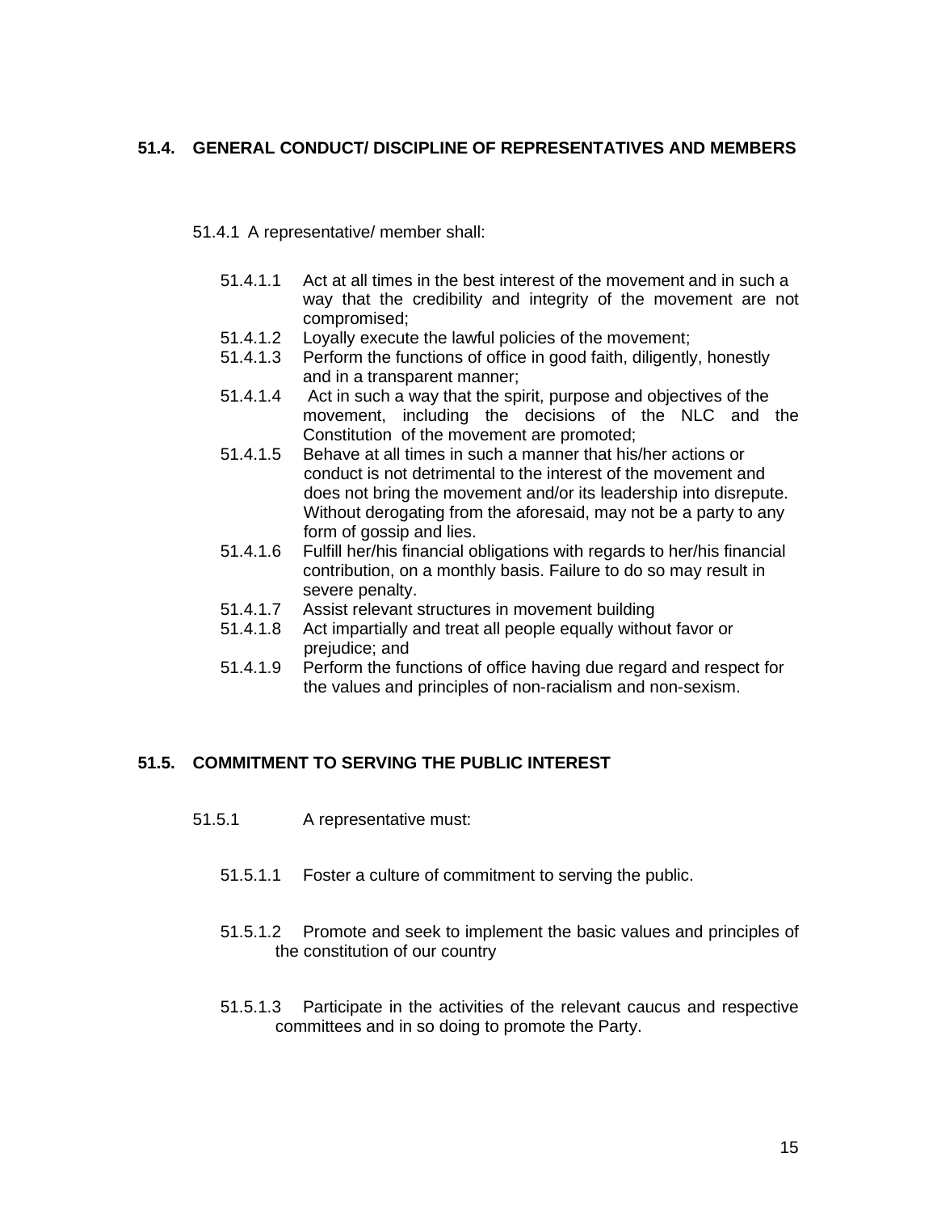## 51.4. GENERAL CONDUCT/ DISCIPLINE OF REPRESENTATIVES AND MEMBERS

51.4.1 A representative/ member shall:

- 51.4.1.1 Act at all times in the best interest of the movement and in such a way that the credibility and integrity of the movement are not compromised;
- 51.4.1.2 Loyally execute the lawful policies of the movement;
- 51.4.1.3 Perform the functions of office in good faith, diligently, honestly and in a transparent manner;
- 51.4.1.4 Act in such a way that the spirit, purpose and objectives of the movement, including the decisions of the NLC and the Constitution of the movement are promoted;
- 51.4.1.5 Behave at all times in such a manner that his/her actions or conduct is not detrimental to the interest of the movement and does not bring the movement and/or its leadership into disrepute. Without derogating from the aforesaid, may not be a party to any form of gossip and lies.
- 51.4.1.6 Fulfill her/his financial obligations with regards to her/his financial contribution, on a monthly basis. Failure to do so may result in severe penalty.
- 51.4.1.7 Assist relevant structures in movement building
- 51.4.1.8 Act impartially and treat all people equally without favor or prejudice; and
- 51.4.1.9 Perform the functions of office having due regard and respect for the values and principles of non-racialism and non-sexism.

## 51.5. COMMITMENT TO SERVING THE PUBLIC INTEREST

51.5.1 A representative must:

- 51.5.1.1 Foster a culture of commitment to serving the public.
- 51.5.1.2 Promote and seek to implement the basic values and principles of the constitution of our country
- 51.5.1.3 Participate in the activities of the relevant caucus and respective committees and in so doing to promote the Party.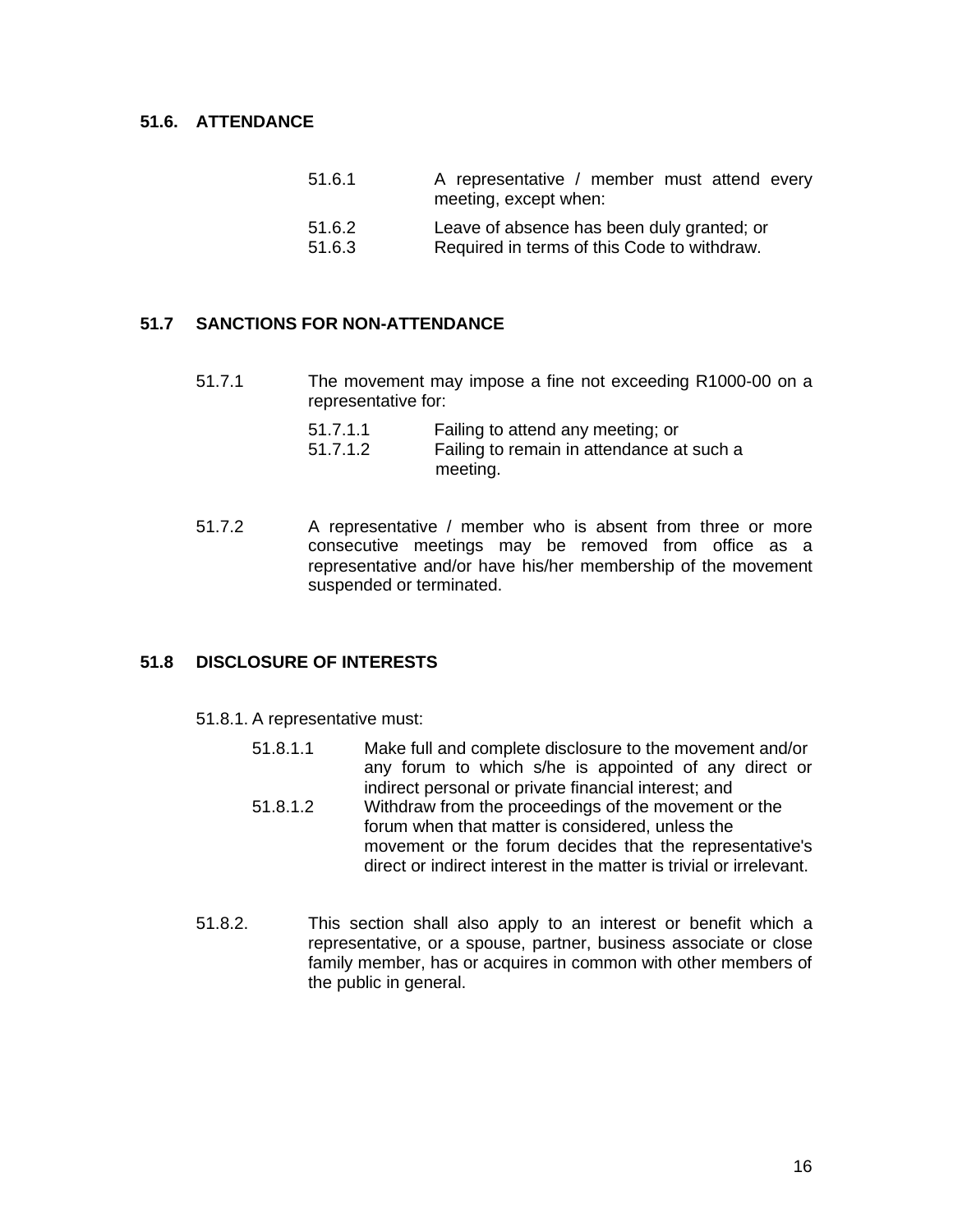## 51.6. ATTENDANCE

51.6.1 A representative / member must attend every meeting, except when:

51.6.2 Leave of absence has been duly granted; or

51.6.3 Required in terms of this Code to withdraw.

## 51.7 SANCTIONS FOR NON-ATTENDANCE

51.7.1 The movement may impose a fine not exceeding R1000-00 on a representative for:

- 51.7.1.1 Failing to attend any meeting; or
- 51.7.1.2 Failing to remain in attendance at such a meeting.

51.7.2 A representative / member who is absent from three or more consecutive meetings may be removed from office as a representative and/or have his/her membership of the movement suspended or terminated.

## 51.8 DISCLOSURE OF INTERESTS

51.8.1. A representative must:

- 51.8.1.1 Make full and complete disclosure to the movement and/or any forum to which s/he is appointed of any direct or indirect personal or private financial interest; and
- 51.8.1.2 Withdraw from the proceedings of the movement or the forum when that matter is considered, unless the movement or the forum decides that the representative's direct or indirect interest in the matter is trivial or irrelevant.

51.8.2. This section shall also apply to an interest or benefit which a representative, or a spouse, partner, business associate or close family member, has or acquires in common with other members of the public in general.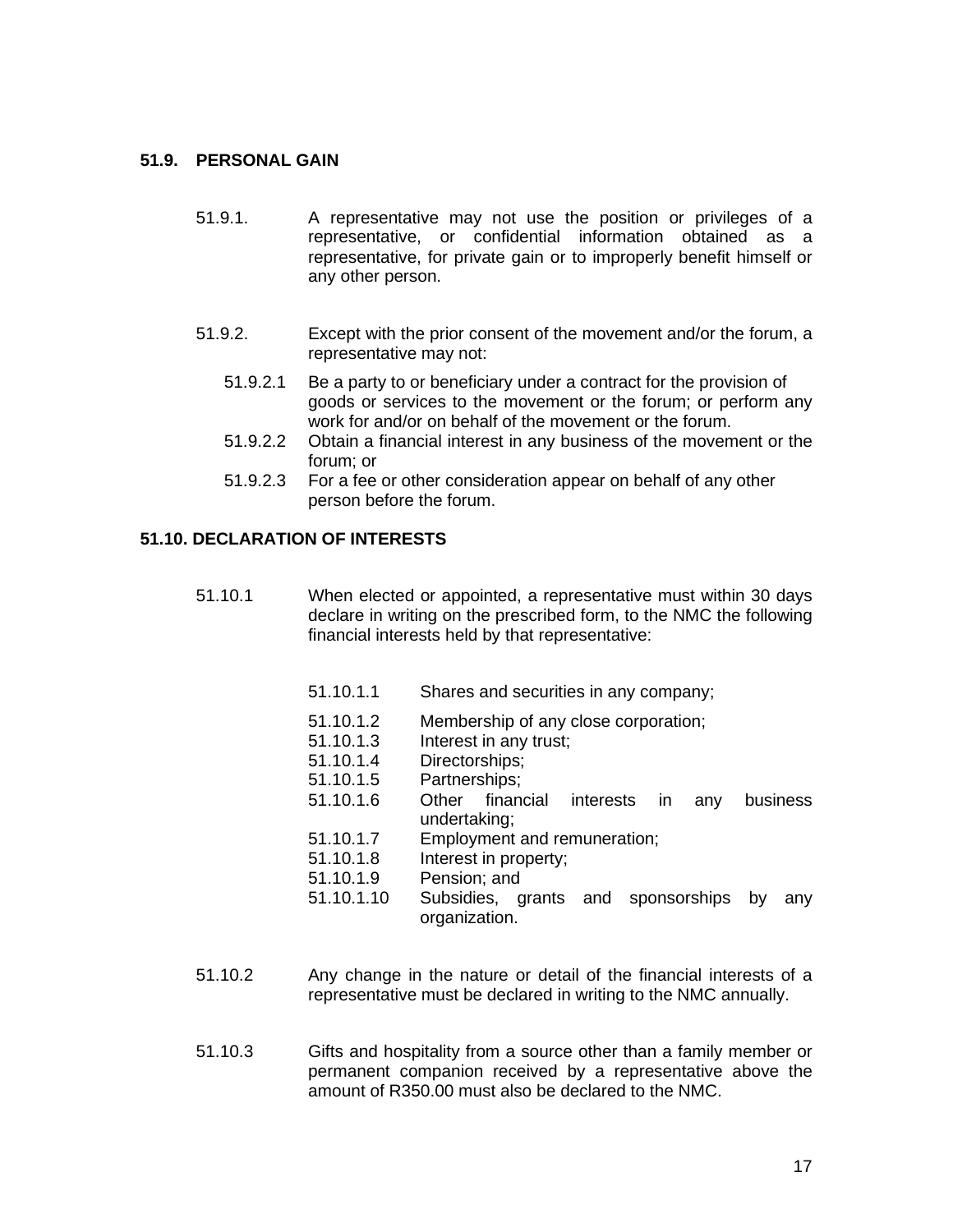### 51.9. PERSONAL GAIN

51.9.1. A representative may not use the position or privileges of a representative, or confidential information obtained as a representative, for private gain or to improperly benefit himself or any other person.

51.9.2. Except with the prior consent of the movement and/or the forum, a representative may not:

- 51.9.2.1 Be a party to or beneficiary under a contract for the provision of goods or services to the movement or the forum; or perform any work for and/or on behalf of the movement or the forum.
- 51.9.2.2 Obtain a financial interest in any business of the movement or the forum; or
- 51.9.2.3 For a fee or other consideration appear on behalf of any other person before the forum.

### 51.10. DECLARATION OF INTERESTS

51.10.1 When elected or appointed, a representative must within 30 days declare in writing on the prescribed form, to the NMC the following financial interests held by that representative:

- 51.10.1.1 Shares and securities in any company;
- 51.10.1.2 Membership of any close corporation;
- 51.10.1.3 Interest in any trust;
- 51.10.1.4 Directorships;
- 51.10.1.5 Partnerships;
- 51.10.1.6 Other financial interests in any business undertaking;
- 51.10.1.7 Employment and remuneration;
- 51.10.1.8 Interest in property;
- 51.10.1.9 Pension; and
- 51.10.1.10 Subsidies, grants and sponsorships by any organization.

51.10.2 Any change in the nature or detail of the financial interests of a representative must be declared in writing to the NMC annually.

51.10.3 Gifts and hospitality from a source other than a family member or permanent companion received by a representative above the amount of R350.00 must also be declared to the NMC.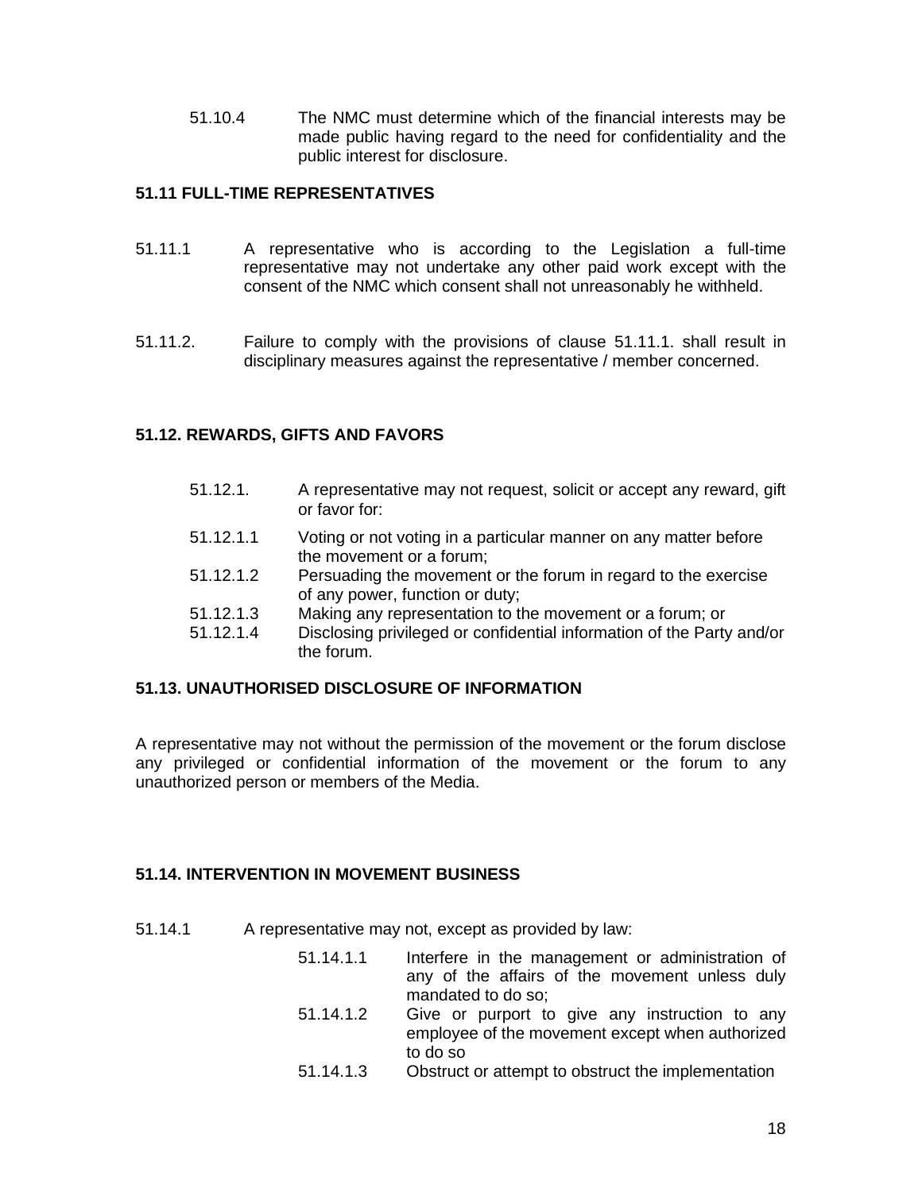51.10.4 The NMC must determine which of the financial interests may be made public having regard to the need for confidentiality and the public interest for disclosure.

### 51.11 FULL-TIME REPRESENTATIVES

51.11.1 A representative who is according to the Legislation a full-time representative may not undertake any other paid work except with the consent of the NMC which consent shall not unreasonably he withheld.

51.11.2. Failure to comply with the provisions of clause 51.11.1. shall result in disciplinary measures against the representative / member concerned.

### 51.12. REWARDS, GIFTS AND FAVORS

51.12.1. A representative may not request, solicit or accept any reward, gift or favor for:

51.12.1.1 Voting or not voting in a particular manner on any matter before the movement or a forum;

51.12.1.2 Persuading the movement or the forum in regard to the exercise of any power, function or duty;

51.12.1.3 Making any representation to the movement or a forum; or

51.12.1.4 Disclosing privileged or confidential information of the Party and/or the forum.

### 51.13. UNAUTHORISED DISCLOSURE OF INFORMATION

A representative may not without the permission of the movement or the forum disclose any privileged or confidential information of the movement or the forum to any unauthorized person or members of the Media.

### 51.14. INTERVENTION IN MOVEMENT BUSINESS

51.14.1 A representative may not, except as provided by law:

51.14.1.1 Interfere in the management or administration of any of the affairs of the movement unless duly mandated to do so;

51.14.1.2 Give or purport to give any instruction to any employee of the movement except when authorized to do so

51.14.1.3 Obstruct or attempt to obstruct the implementation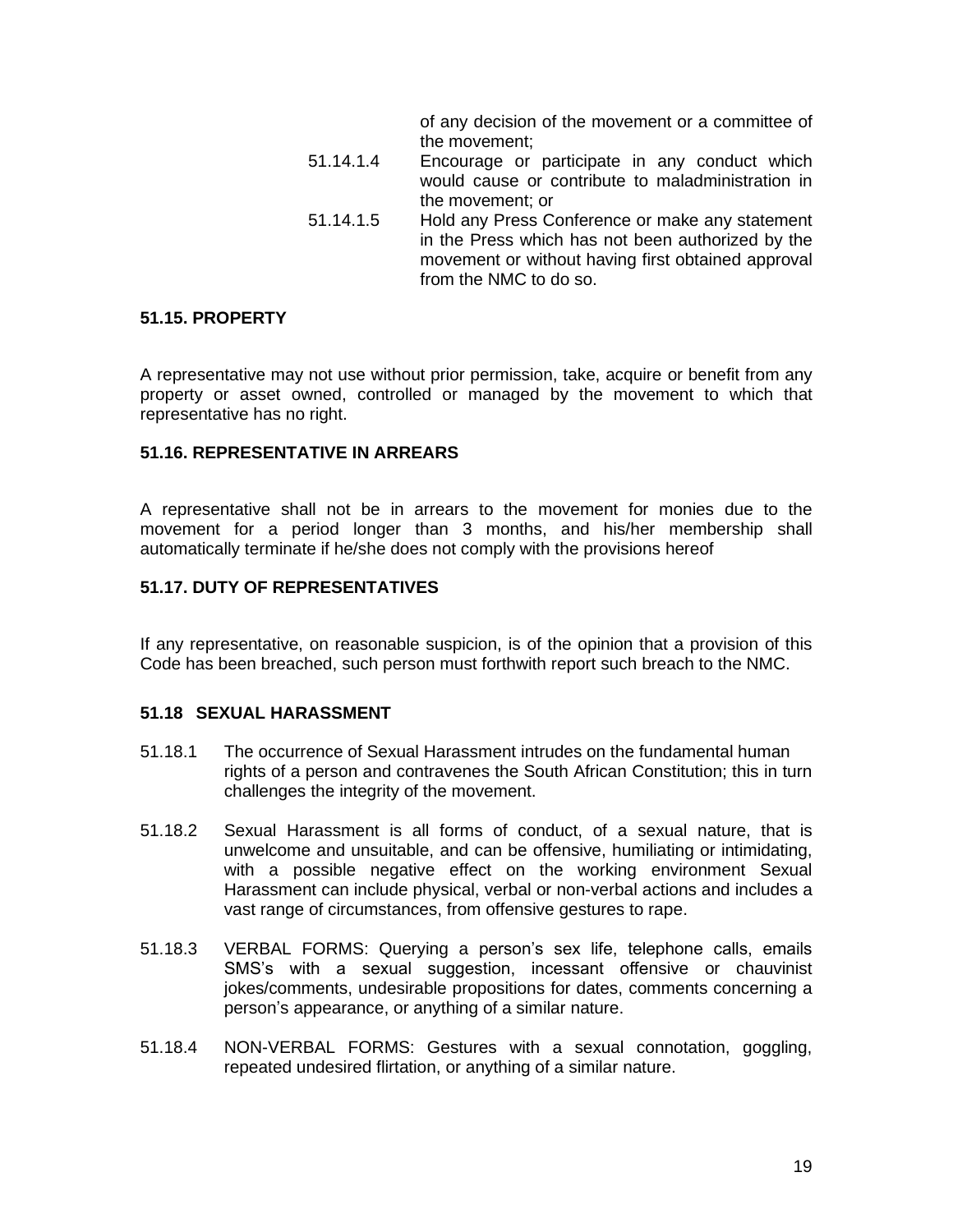of any decision of the movement or a committee of the movement;

51.14.1.4 Encourage or participate in any conduct which would cause or contribute to maladministration in the movement; or

51.14.1.5 Hold any Press Conference or make any statement in the Press which has not been authorized by the movement or without having first obtained approval from the NMC to do so.

### 51.15. PROPERTY

A representative may not use without prior permission, take, acquire or benefit from any property or asset owned, controlled or managed by the movement to which that representative has no right.

### 51.16. REPRESENTATIVE IN ARREARS

A representative shall not be in arrears to the movement for monies due to the movement for a period longer than 3 months, and his/her membership shall automatically terminate if he/she does not comply with the provisions hereof

### 51.17. DUTY OF REPRESENTATIVES

If any representative, on reasonable suspicion, is of the opinion that a provision of this Code has been breached, such person must forthwith report such breach to the NMC.

### 51.18 SEXUAL HARASSMENT

51.18.1 The occurrence of Sexual Harassment intrudes on the fundamental human rights of a person and contravenes the South African Constitution; this in turn challenges the integrity of the movement.

51.18.2 Sexual Harassment is all forms of conduct, of a sexual nature, that is unwelcome and unsuitable, and can be offensive, humiliating or intimidating, with a possible negative effect on the working environment Sexual Harassment can include physical, verbal or non-verbal actions and includes a vast range of circumstances, from offensive gestures to rape.

51.18.3 VERBAL FORMS: Querying a person's sex life, telephone calls, emails SMS's with a sexual suggestion, incessant offensive or chauvinist jokes/comments, undesirable propositions for dates, comments concerning a person's appearance, or anything of a similar nature.

51.18.4 NON-VERBAL FORMS: Gestures with a sexual connotation, goggling, repeated undesired flirtation, or anything of a similar nature.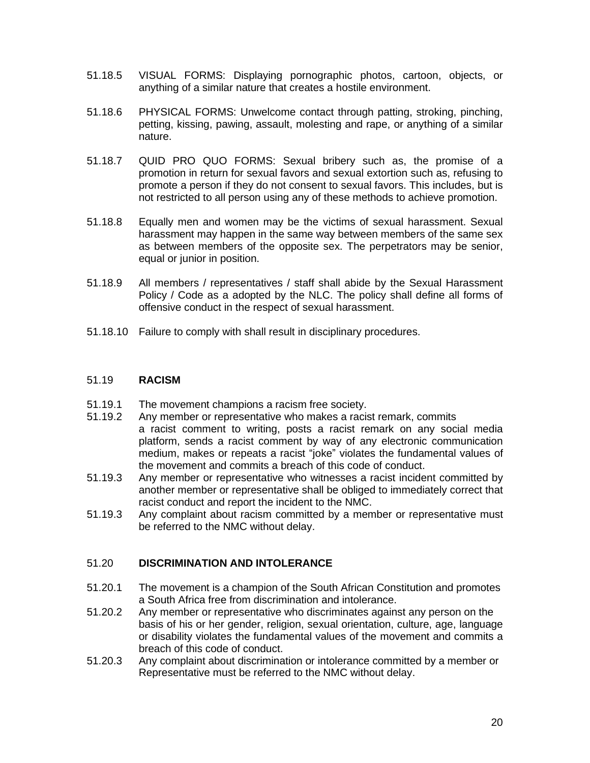51.18.5 VISUAL FORMS: Displaying pornographic photos, cartoon, objects, or anything of a similar nature that creates a hostile environment.

51.18.6 PHYSICAL FORMS: Unwelcome contact through patting, stroking, pinching, petting, kissing, pawing, assault, molesting and rape, or anything of a similar nature.

51.18.7 QUID PRO QUO FORMS: Sexual bribery such as, the promise of a promotion in return for sexual favors and sexual extortion such as, refusing to promote a person if they do not consent to sexual favors. This includes, but is not restricted to all person using any of these methods to achieve promotion.

51.18.8 Equally men and women may be the victims of sexual harassment. Sexual harassment may happen in the same way between members of the same sex as between members of the opposite sex. The perpetrators may be senior, equal or junior in position.

51.18.9 All members / representatives / staff shall abide by the Sexual Harassment Policy / Code as a adopted by the NLC. The policy shall define all forms of offensive conduct in the respect of sexual harassment.

51.18.10 Failure to comply with shall result in disciplinary procedures.

51.19 **RACISM**

51.19.1 The movement champions a racism free society.

51.19.2 Any member or representative who makes a racist remark, commits a racist comment to writing, posts a racist remark on any social media platform, sends a racist comment by way of any electronic communication medium, makes or repeats a racist "joke" violates the fundamental values of the movement and commits a breach of this code of conduct.

51.19.3 Any member or representative who witnesses a racist incident committed by another member or representative shall be obliged to immediately correct that racist conduct and report the incident to the NMC.

51.19.3 Any complaint about racism committed by a member or representative must be referred to the NMC without delay.

51.20 **DISCRIMINATION AND INTOLERANCE**

51.20.1 The movement is a champion of the South African Constitution and promotes a South Africa free from discrimination and intolerance.

51.20.2 Any member or representative who discriminates against any person on the basis of his or her gender, religion, sexual orientation, culture, age, language or disability violates the fundamental values of the movement and commits a breach of this code of conduct.

51.20.3 Any complaint about discrimination or intolerance committed by a member or Representative must be referred to the NMC without delay.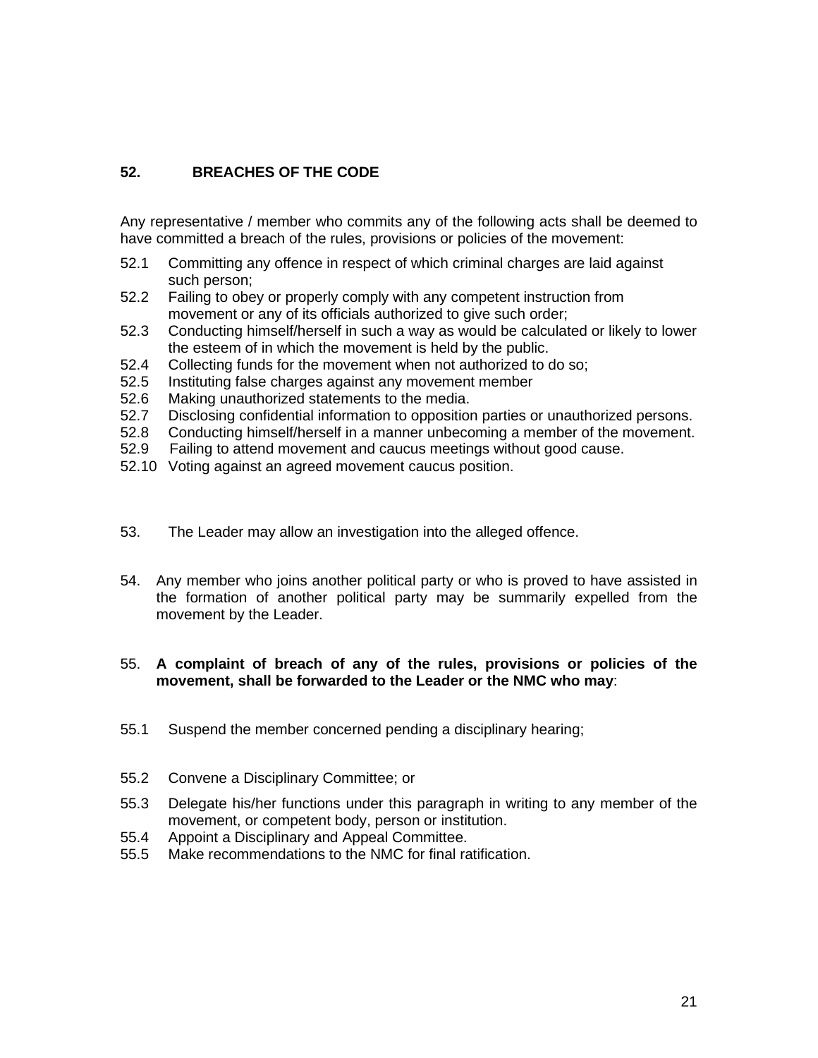## 52. BREACHES OF THE CODE

Any representative / member who commits any of the following acts shall be deemed to have committed a breach of the rules, provisions or policies of the movement:

52.1 Committing any offence in respect of which criminal charges are laid against such person;
52.2 Failing to obey or properly comply with any competent instruction from movement or any of its officials authorized to give such order;
52.3 Conducting himself/herself in such a way as would be calculated or likely to lower the esteem of in which the movement is held by the public.
52.4 Collecting funds for the movement when not authorized to do so;
52.5 Instituting false charges against any movement member
52.6 Making unauthorized statements to the media.
52.7 Disclosing confidential information to opposition parties or unauthorized persons.
52.8 Conducting himself/herself in a manner unbecoming a member of the movement.
52.9 Failing to attend movement and caucus meetings without good cause.
52.10 Voting against an agreed movement caucus position.

53. The Leader may allow an investigation into the alleged offence.

54. Any member who joins another political party or who is proved to have assisted in the formation of another political party may be summarily expelled from the movement by the Leader.

55. **A complaint of breach of any of the rules, provisions or policies of the movement, shall be forwarded to the Leader or the NMC who may**:

55.1 Suspend the member concerned pending a disciplinary hearing;

55.2 Convene a Disciplinary Committee; or

55.3 Delegate his/her functions under this paragraph in writing to any member of the movement, or competent body, person or institution.
55.4 Appoint a Disciplinary and Appeal Committee.
55.5 Make recommendations to the NMC for final ratification.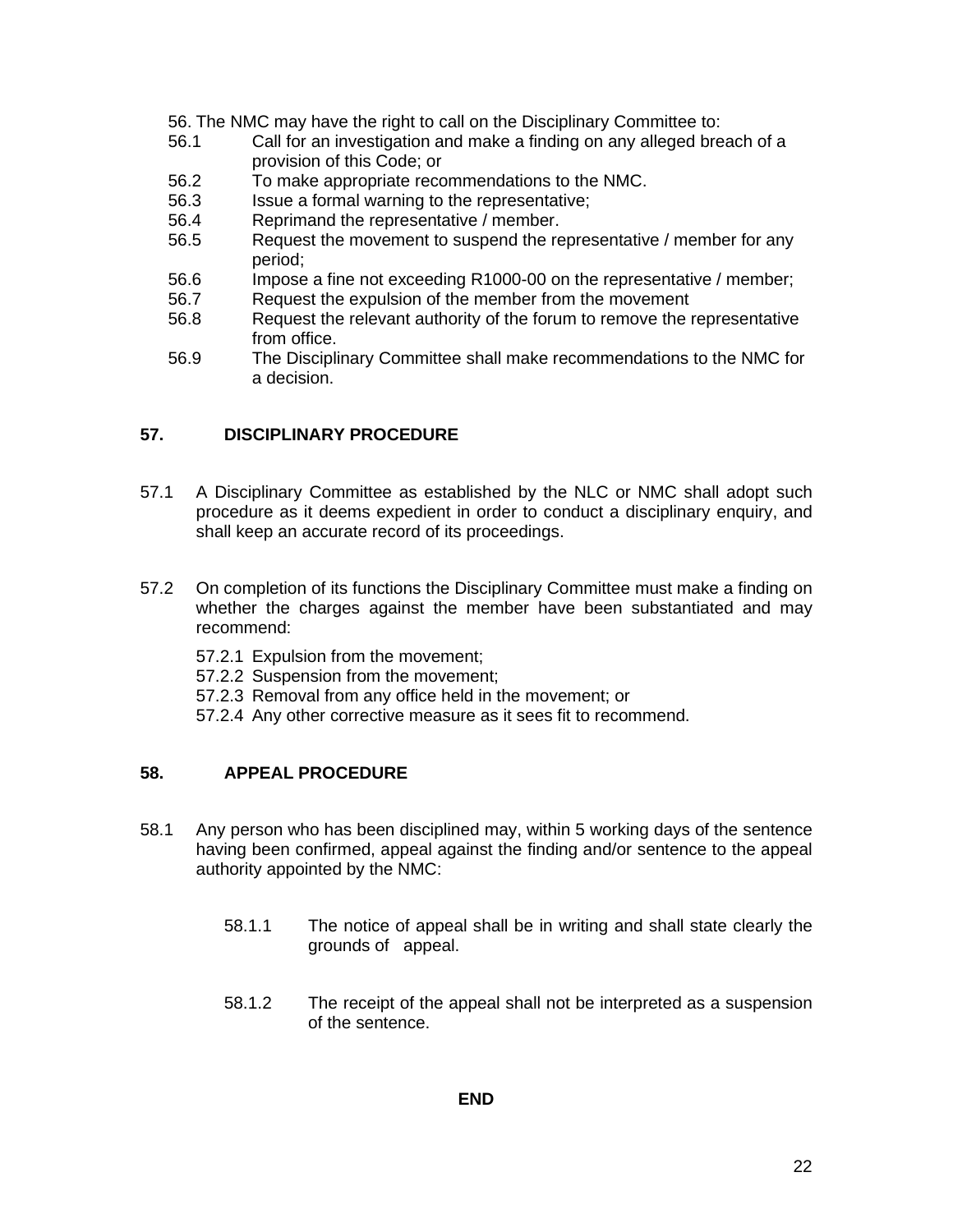56. The NMC may have the right to call on the Disciplinary Committee to:

56.1 Call for an investigation and make a finding on any alleged breach of a provision of this Code; or

56.2 To make appropriate recommendations to the NMC.

56.3 Issue a formal warning to the representative;

56.4 Reprimand the representative / member.

56.5 Request the movement to suspend the representative / member for any period;

56.6 Impose a fine not exceeding R1000-00 on the representative / member;

56.7 Request the expulsion of the member from the movement

56.8 Request the relevant authority of the forum to remove the representative from office.

56.9 The Disciplinary Committee shall make recommendations to the NMC for a decision.

## 57. DISCIPLINARY PROCEDURE

57.1 A Disciplinary Committee as established by the NLC or NMC shall adopt such procedure as it deems expedient in order to conduct a disciplinary enquiry, and shall keep an accurate record of its proceedings.

57.2 On completion of its functions the Disciplinary Committee must make a finding on whether the charges against the member have been substantiated and may recommend:

57.2.1 Expulsion from the movement;

57.2.2 Suspension from the movement;

57.2.3 Removal from any office held in the movement; or

57.2.4 Any other corrective measure as it sees fit to recommend.

## 58. APPEAL PROCEDURE

58.1 Any person who has been disciplined may, within 5 working days of the sentence having been confirmed, appeal against the finding and/or sentence to the appeal authority appointed by the NMC:

58.1.1 The notice of appeal shall be in writing and shall state clearly the grounds of appeal.

58.1.2 The receipt of the appeal shall not be interpreted as a suspension of the sentence.

**END**